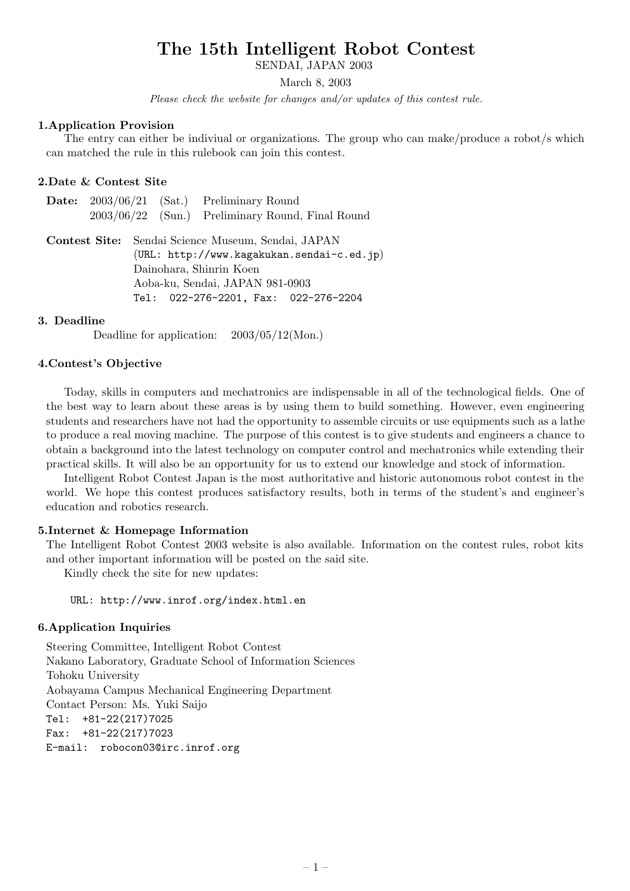# The 15th Intelligent Robot Contest

SENDAI, JAPAN 2003

March 8, 2003

*Please check the website for changes and/or updates of this contest rule.*

### 1.Application Provision

The entry can either be indiviual or organizations. The group who can make/produce a robot/s which can matched the rule in this rulebook can join this contest.

### 2.Date & Contest Site

**Date:** 2003/06/21 (Sat.) Preliminary Round
2003/06/22 (Sun.) Preliminary Round, Final Round

**Contest Site:** Sendai Science Museum, Sendai, JAPAN
(URL: http://www.kagakukan.sendai-c.ed.jp)
Dainohara, Shinrin Koen
Aoba-ku, Sendai, JAPAN 981-0903
Tel: 022-276-2201, Fax: 022-276-2204

### 3. Deadline

Deadline for application: 2003/05/12(Mon.)

### 4.Contest's Objective

Today, skills in computers and mechatronics are indispensable in all of the technological fields. One of the best way to learn about these areas is by using them to build something. However, even engineering students and researchers have not had the opportunity to assemble circuits or use equipments such as a lathe to produce a real moving machine. The purpose of this contest is to give students and engineers a chance to obtain a background into the latest technology on computer control and mechatronics while extending their practical skills. It will also be an opportunity for us to extend our knowledge and stock of information.

Intelligent Robot Contest Japan is the most authoritative and historic autonomous robot contest in the world. We hope this contest produces satisfactory results, both in terms of the student's and engineer's education and robotics research.

### 5.Internet & Homepage Information

The Intelligent Robot Contest 2003 website is also available. Information on the contest rules, robot kits and other important information will be posted on the said site.

Kindly check the site for new updates:

URL: http://www.inrof.org/index.html.en

### 6.Application Inquiries

Steering Committee, Intelligent Robot Contest
Nakano Laboratory, Graduate School of Information Sciences
Tohoku University
Aobayama Campus Mechanical Engineering Department
Contact Person: Ms. Yuki Saijo
Tel: +81-22(217)7025
Fax: +81-22(217)7023
E-mail: robocon03@irc.inrof.org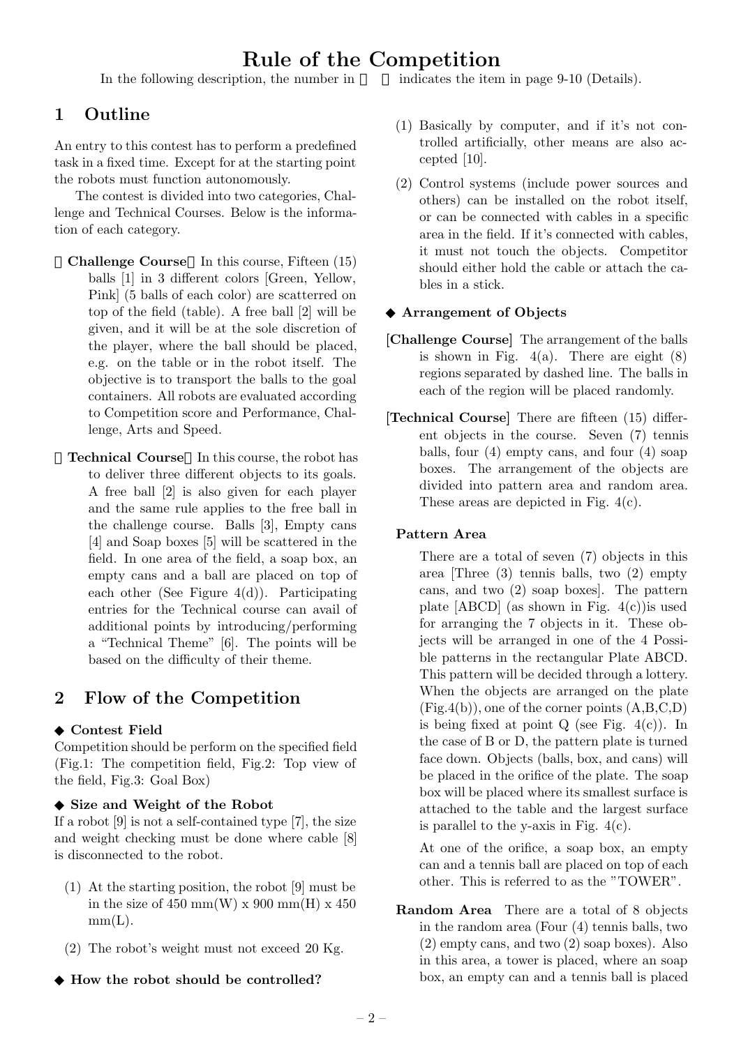# Rule of the Competition

In the following description, the number in [ ] indicates the item in page 9-10 (Details).

## 1 Outline

An entry to this contest has to perform a predefined task in a fixed time. Except for at the starting point the robots must function autonomously.

The contest is divided into two categories, Challenge and Technical Courses. Below is the information of each category.

**Challenge Course** In this course, Fifteen (15) balls [1] in 3 different colors [Green, Yellow, Pink] (5 balls of each color) are scattered on top of the field (table). A free ball [2] will be given, and it will be at the sole discretion of the player, where the ball should be placed, e.g. on the table or in the robot itself. The objective is to transport the balls to the goal containers. All robots are evaluated according to Competition score and Performance, Challenge, Arts and Speed.

**Technical Course** In this course, the robot has to deliver three different objects to its goals. A free ball [2] is also given for each player and the same rule applies to the free ball in the challenge course. Balls [3], Empty cans [4] and Soap boxes [5] will be scattered in the field. In one area of the field, a soap box, an empty cans and a ball are placed on top of each other (See Figure 4(d)). Participating entries for the Technical course can avail of additional points by introducing/performing a "Technical Theme" [6]. The points will be based on the difficulty of their theme.

## 2 Flow of the Competition

### ◆ Contest Field

Competition should be perform on the specified field (Fig.1: The competition field, Fig.2: Top view of the field, Fig.3: Goal Box)

### ◆ Size and Weight of the Robot

If a robot [9] is not a self-contained type [7], the size and weight checking must be done where cable [8] is disconnected to the robot.

1. At the starting position, the robot [9] must be in the size of 450 mm(W) x 900 mm(H) x 450 mm(L).
2. The robot's weight must not exceed 20 Kg.

### ◆ How the robot should be controlled?

1. Basically by computer, and if it's not controlled artificially, other means are also accepted [10].
2. Control systems (include power sources and others) can be installed on the robot itself, or can be connected with cables in a specific area in the field. If it's connected with cables, it must not touch the objects. Competitor should either hold the cable or attach the cables in a stick.

### ◆ Arrangement of Objects

**[Challenge Course]** The arrangement of the balls is shown in Fig. 4(a). There are eight (8) regions separated by dashed line. The balls in each of the region will be placed randomly.

**[Technical Course]** There are fifteen (15) different objects in the course. Seven (7) tennis balls, four (4) empty cans, and four (4) soap boxes. The arrangement of the objects are divided into pattern area and random area. These areas are depicted in Fig. 4(c).

**Pattern Area**

There are a total of seven (7) objects in this area [Three (3) tennis balls, two (2) empty cans, and two (2) soap boxes]. The pattern plate [ABCD] (as shown in Fig. 4(c))is used for arranging the 7 objects in it. These objects will be arranged in one of the 4 Possible patterns in the rectangular Plate ABCD. This pattern will be decided through a lottery. When the objects are arranged on the plate (Fig.4(b)), one of the corner points (A,B,C,D) is being fixed at point Q (see Fig. 4(c)). In the case of B or D, the pattern plate is turned face down. Objects (balls, box, and cans) will be placed in the orifice of the plate. The soap box will be placed where its smallest surface is attached to the table and the largest surface is parallel to the y-axis in Fig. 4(c).

At one of the orifice, a soap box, an empty can and a tennis ball are placed on top of each other. This is referred to as the "TOWER".

**Random Area** There are a total of 8 objects in the random area (Four (4) tennis balls, two (2) empty cans, and two (2) soap boxes). Also in this area, a tower is placed, where an soap box, an empty can and a tennis ball is placed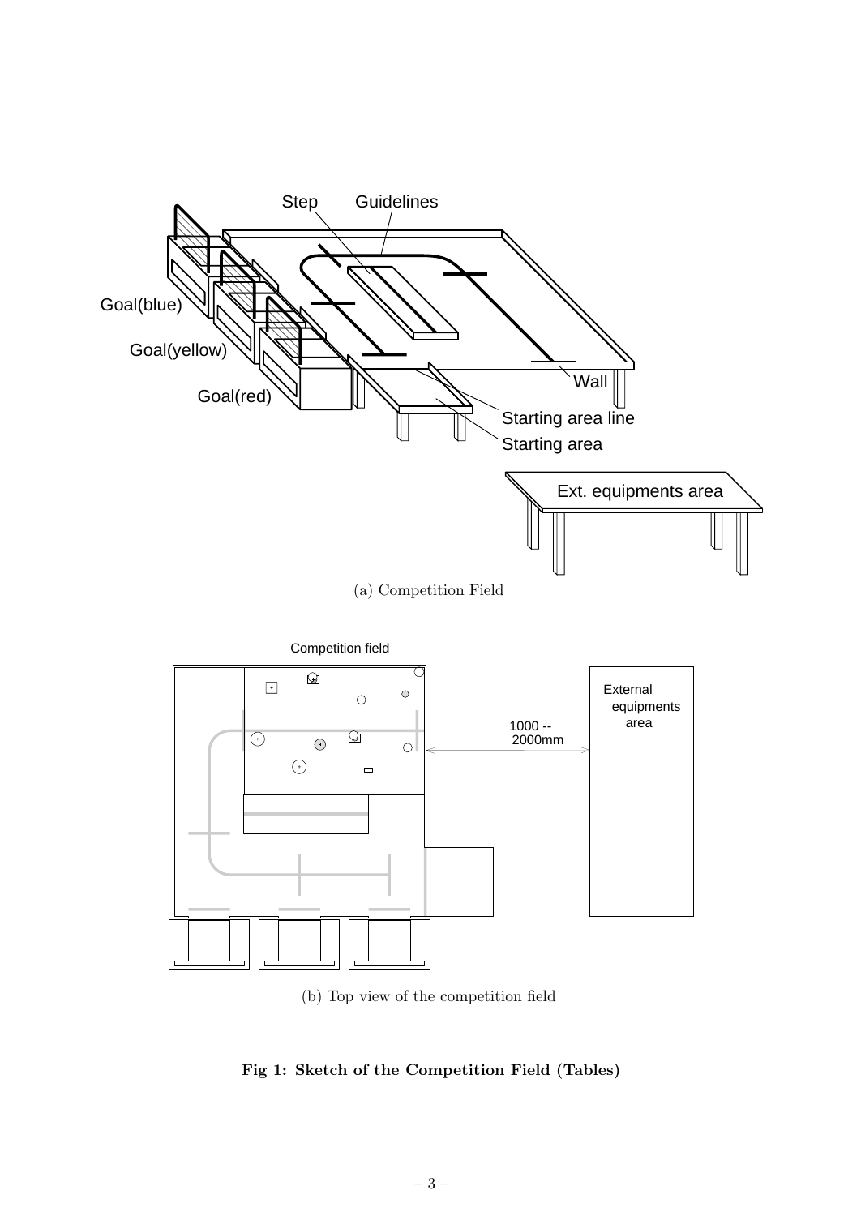Step

Guidelines

Goal(blue)

Goal(yellow)

Goal(red)

Wall

Starting area line

Starting area

Ext. equipments area

(a) Competition Field

Competition field

External equipments area

1000 -- 2000mm

(b) Top view of the competition field

**Fig 1: Sketch of the Competition Field (Tables)**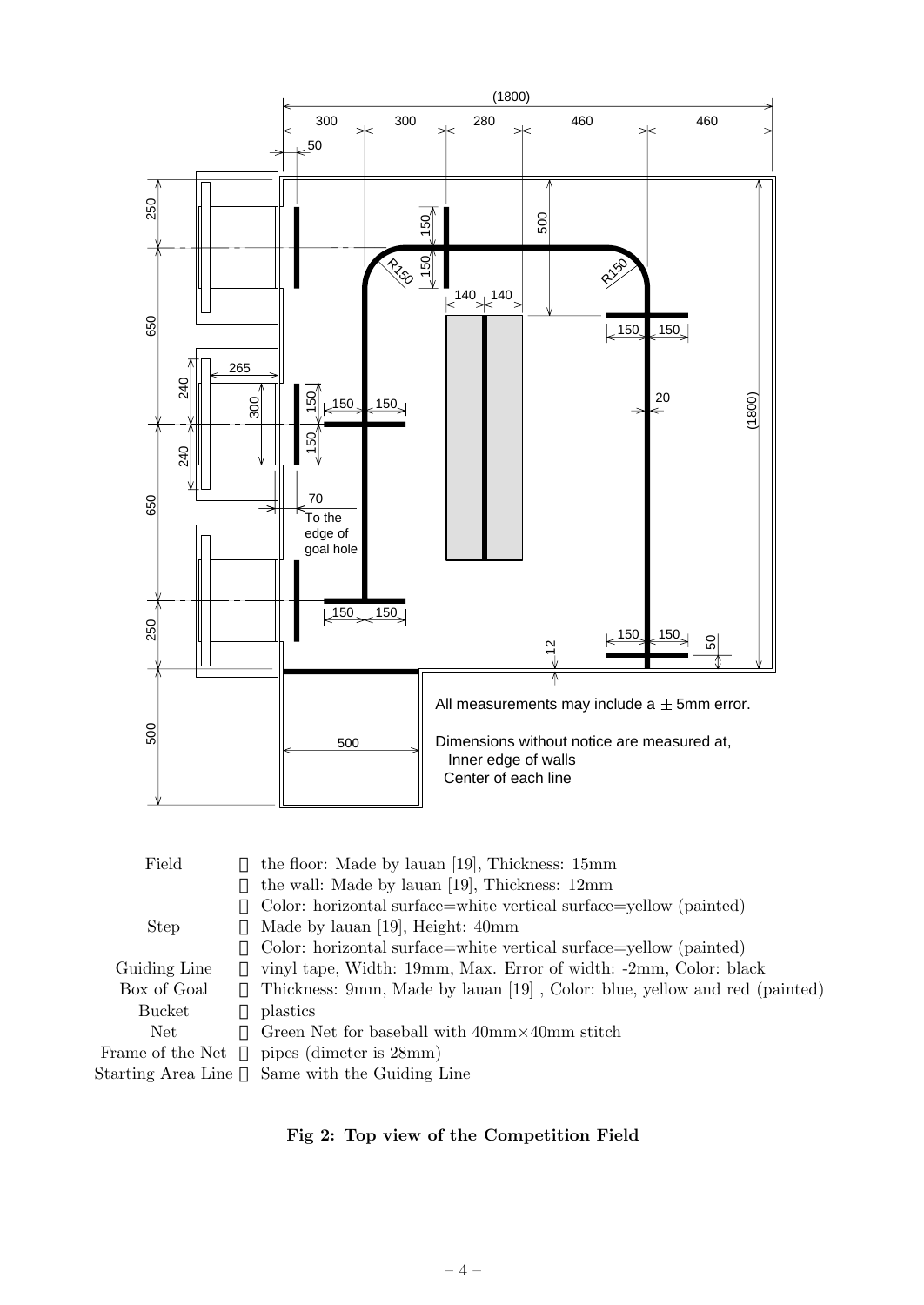| | |
|---|---|
| Field | ・the floor: Made by lauan [19], Thickness: 15mm |
| | ・the wall: Made by lauan [19], Thickness: 12mm |
| | ・Color: horizontal surface=white vertical surface=yellow (painted) |
| Step | ・Made by lauan [19], Height: 40mm |
| | ・Color: horizontal surface=white vertical surface=yellow (painted) |
| Guiding Line | ・vinyl tape, Width: 19mm, Max. Error of width: -2mm, Color: black |
| Box of Goal | ・Thickness: 9mm, Made by lauan [19] , Color: blue, yellow and red (painted) |
| Bucket | ・plastics |
| Net | ・Green Net for baseball with 40mm×40mm stitch |
| Frame of the Net | ・pipes (dimeter is 28mm) |
| Starting Area Line | ・Same with the Guiding Line |

**Fig 2: Top view of the Competition Field**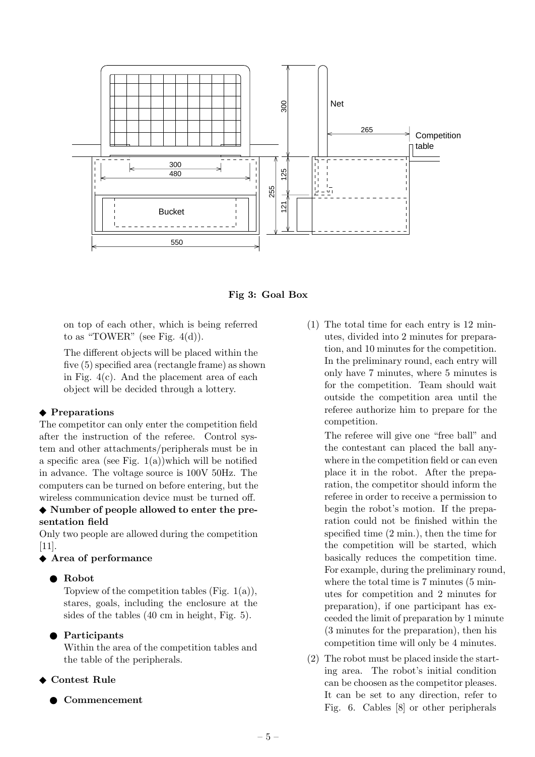**Fig 3: Goal Box**

on top of each other, which is being referred to as "TOWER" (see Fig. 4(d)).

The different objects will be placed within the five (5) specified area (rectangle frame) as shown in Fig. 4(c). And the placement area of each object will be decided through a lottery.

◆ **Preparations**

The competitor can only enter the competition field after the instruction of the referee. Control system and other attachments/peripherals must be in a specific area (see Fig. 1(a))which will be notified in advance. The voltage source is 100V 50Hz. The computers can be turned on before entering, but the wireless communication device must be turned off.

◆ **Number of people allowed to enter the presentation field**

Only two people are allowed during the competition [11].

◆ **Area of performance**

- **Robot**

  Topview of the competition tables (Fig. 1(a)), stares, goals, including the enclosure at the sides of the tables (40 cm in height, Fig. 5).

- **Participants**

  Within the area of the competition tables and the table of the peripherals.

◆ **Contest Rule**

- **Commencement**

(1) The total time for each entry is 12 minutes, divided into 2 minutes for preparation, and 10 minutes for the competition. In the preliminary round, each entry will only have 7 minutes, where 5 minutes is for the competition. Team should wait outside the competition area until the referee authorize him to prepare for the competition.

The referee will give one "free ball" and the contestant can placed the ball anywhere in the competition field or can even place it in the robot. After the preparation, the competitor should inform the referee in order to receive a permission to begin the robot's motion. If the preparation could not be finished within the specified time (2 min.), then the time for the competition will be started, which basically reduces the competition time. For example, during the preliminary round, where the total time is 7 minutes (5 minutes for competition and 2 minutes for preparation), if one participant has exceeded the limit of preparation by 1 minute (3 minutes for the preparation), then his competition time will only be 4 minutes.

(2) The robot must be placed inside the starting area. The robot's initial condition can be choosen as the competitor pleases. It can be set to any direction, refer to Fig. 6. Cables [8] or other peripherals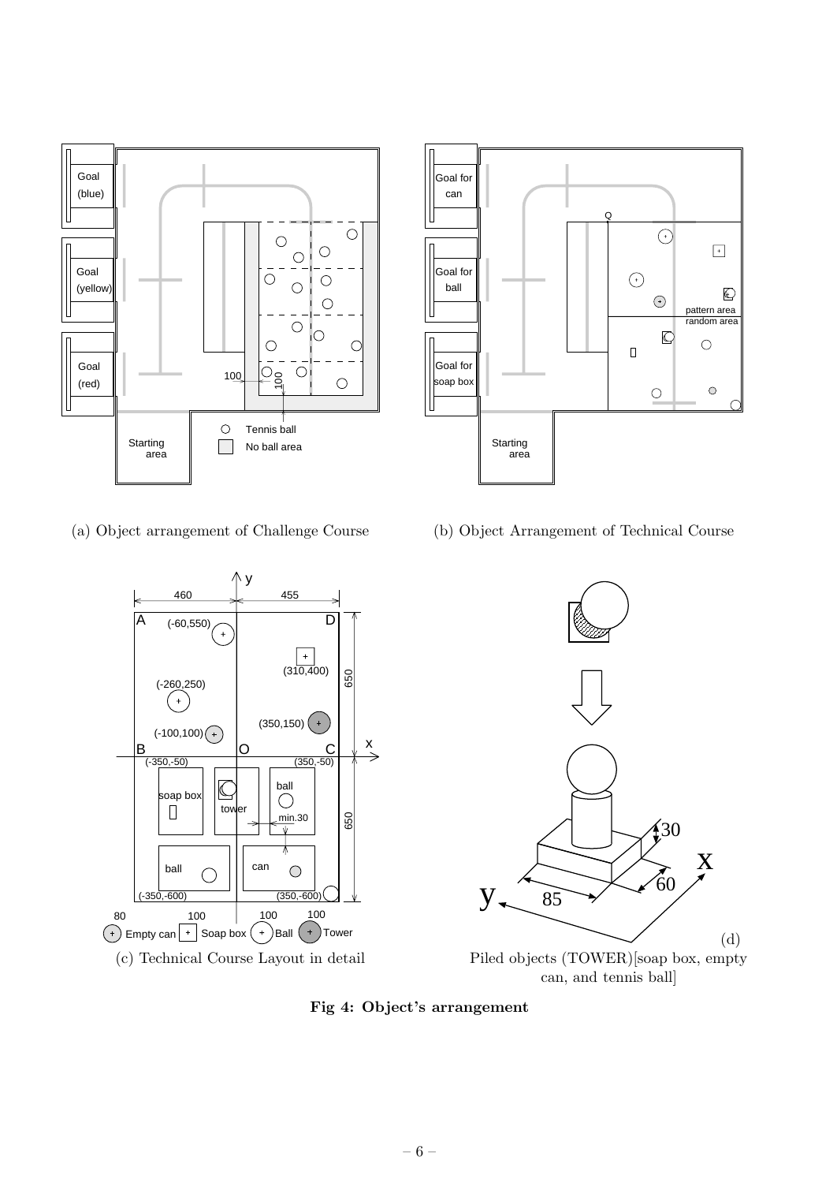(a) Object arrangement of Challenge Course

(b) Object Arrangement of Technical Course

(c) Technical Course Layout in detail

(d) Piled objects (TOWER)[soap box, empty can, and tennis ball]

**Fig 4: Object's arrangement**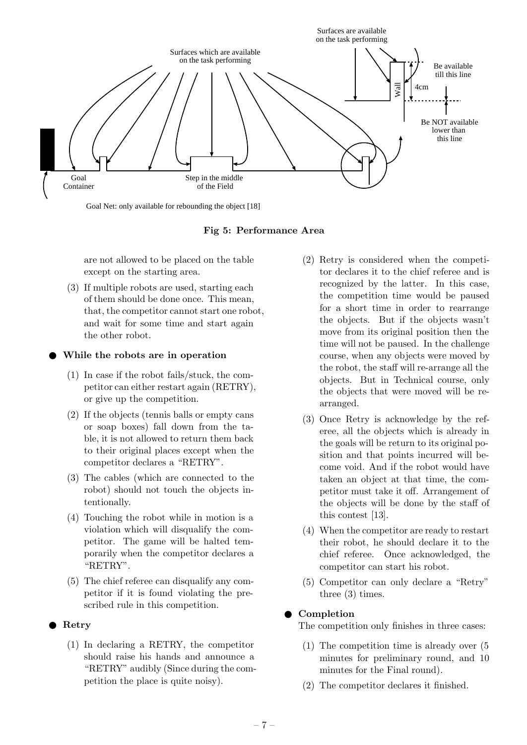**Fig 5: Performance Area**

are not allowed to be placed on the table except on the starting area.

(3) If multiple robots are used, starting each of them should be done once. This mean, that, the competitor cannot start one robot, and wait for some time and start again the other robot.

- **While the robots are in operation**

  (1) In case if the robot fails/stuck, the competitor can either restart again (RETRY), or give up the competition.

  (2) If the objects (tennis balls or empty cans or soap boxes) fall down from the table, it is not allowed to return them back to their original places except when the competitor declares a "RETRY".

  (3) The cables (which are connected to the robot) should not touch the objects intentionally.

  (4) Touching the robot while in motion is a violation which will disqualify the competitor. The game will be halted temporarily when the competitor declares a "RETRY".

  (5) The chief referee can disqualify any competitor if it is found violating the prescribed rule in this competition.

- **Retry**

  (1) In declaring a RETRY, the competitor should raise his hands and announce a "RETRY" audibly (Since during the competition the place is quite noisy).

  (2) Retry is considered when the competitor declares it to the chief referee and is recognized by the latter. In this case, the competition time would be paused for a short time in order to rearrange the objects. But if the objects wasn't move from its original position then the time will not be paused. In the challenge course, when any objects were moved by the robot, the staff will re-arrange all the objects. But in Technical course, only the objects that were moved will be re-arranged.

  (3) Once Retry is acknowledge by the referee, all the objects which is already in the goals will be return to its original position and that points incurred will become void. And if the robot would have taken an object at that time, the competitor must take it off. Arrangement of the objects will be done by the staff of this contest [13].

  (4) When the competitor are ready to restart their robot, he should declare it to the chief referee. Once acknowledged, the competitor can start his robot.

  (5) Competitor can only declare a "Retry" three (3) times.

- **Completion**

  The competition only finishes in three cases:

  (1) The competition time is already over (5 minutes for preliminary round, and 10 minutes for the Final round).

  (2) The competitor declares it finished.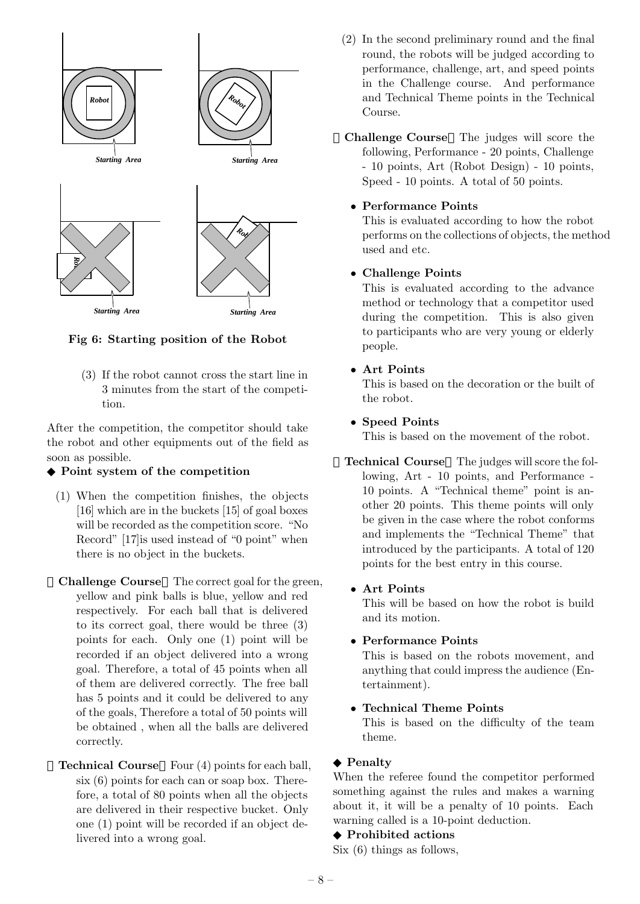**Fig 6: Starting position of the Robot**

(3) If the robot cannot cross the start line in 3 minutes from the start of the competition.

After the competition, the competitor should take the robot and other equipments out of the field as soon as possible.

◆ **Point system of the competition**

(1) When the competition finishes, the objects [16] which are in the buckets [15] of goal boxes will be recorded as the competition score. "No Record" [17]is used instead of "0 point" when there is no object in the buckets.

**Challenge Course** The correct goal for the green, yellow and pink balls is blue, yellow and red respectively. For each ball that is delivered to its correct goal, there would be three (3) points for each. Only one (1) point will be recorded if an object delivered into a wrong goal. Therefore, a total of 45 points when all of them are delivered correctly. The free ball has 5 points and it could be delivered to any of the goals, Therefore a total of 50 points will be obtained , when all the balls are delivered correctly.

**Technical Course** Four (4) points for each ball, six (6) points for each can or soap box. Therefore, a total of 80 points when all the objects are delivered in their respective bucket. Only one (1) point will be recorded if an object delivered into a wrong goal.

(2) In the second preliminary round and the final round, the robots will be judged according to performance, challenge, art, and speed points in the Challenge course. And performance and Technical Theme points in the Technical Course.

**Challenge Course** The judges will score the following, Performance - 20 points, Challenge - 10 points, Art (Robot Design) - 10 points, Speed - 10 points. A total of 50 points.

- **Performance Points**
  This is evaluated according to how the robot performs on the collections of objects, the method used and etc.
- **Challenge Points**
  This is evaluated according to the advance method or technology that a competitor used during the competition. This is also given to participants who are very young or elderly people.
- **Art Points**
  This is based on the decoration or the built of the robot.
- **Speed Points**
  This is based on the movement of the robot.

**Technical Course** The judges will score the following, Art - 10 points, and Performance - 10 points. A "Technical theme" point is another 20 points. This theme points will only be given in the case where the robot conforms and implements the "Technical Theme" that introduced by the participants. A total of 120 points for the best entry in this course.

- **Art Points**
  This will be based on how the robot is build and its motion.
- **Performance Points**
  This is based on the robots movement, and anything that could impress the audience (Entertainment).
- **Technical Theme Points**
  This is based on the difficulty of the team theme.

◆ **Penalty**

When the referee found the competitor performed something against the rules and makes a warning about it, it will be a penalty of 10 points. Each warning called is a 10-point deduction.

◆ **Prohibited actions**

Six (6) things as follows,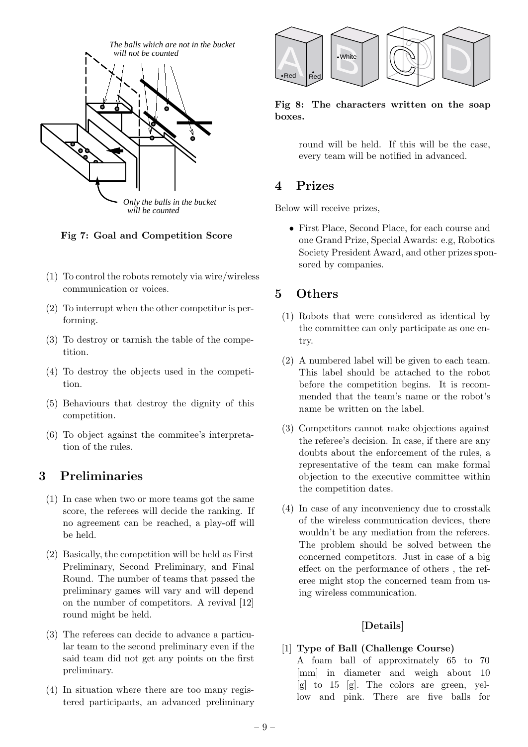The balls which are not in the bucket will not be counted

Only the balls in the bucket will be counted

**Fig 7: Goal and Competition Score**

(1) To control the robots remotely via wire/wireless communication or voices.

(2) To interrupt when the other competitor is performing.

(3) To destroy or tarnish the table of the competition.

(4) To destroy the objects used in the competition.

(5) Behaviours that destroy the dignity of this competition.

(6) To object against the commitee's interpretation of the rules.

## 3 Preliminaries

(1) In case when two or more teams got the same score, the referees will decide the ranking. If no agreement can be reached, a play-off will be held.

(2) Basically, the competition will be held as First Preliminary, Second Preliminary, and Final Round. The number of teams that passed the preliminary games will vary and will depend on the number of competitors. A revival [12] round might be held.

(3) The referees can decide to advance a particular team to the second preliminary even if the said team did not get any points on the first preliminary.

(4) In situation where there are too many registered participants, an advanced preliminary round will be held. If this will be the case, every team will be notified in advanced.

A B C D

Red Red White

**Fig 8: The characters written on the soap boxes.**

## 4 Prizes

Below will receive prizes,

- First Place, Second Place, for each course and one Grand Prize, Special Awards: e.g, Robotics Society President Award, and other prizes sponsored by companies.

## 5 Others

(1) Robots that were considered as identical by the committee can only participate as one entry.

(2) A numbered label will be given to each team. This label should be attached to the robot before the competition begins. It is recommended that the team's name or the robot's name be written on the label.

(3) Competitors cannot make objections against the referee's decision. In case, if there are any doubts about the enforcement of the rules, a representative of the team can make formal objection to the executive committee within the competition dates.

(4) In case of any inconveniency due to crosstalk of the wireless communication devices, there wouldn't be any mediation from the referees. The problem should be solved between the concerned competitors. Just in case of a big effect on the performance of others , the referee might stop the concerned team from using wireless communication.

### [Details]

[1] **Type of Ball (Challenge Course)**
A foam ball of approximately 65 to 70 [mm] in diameter and weigh about 10 [g] to 15 [g]. The colors are green, yellow and pink. There are five balls for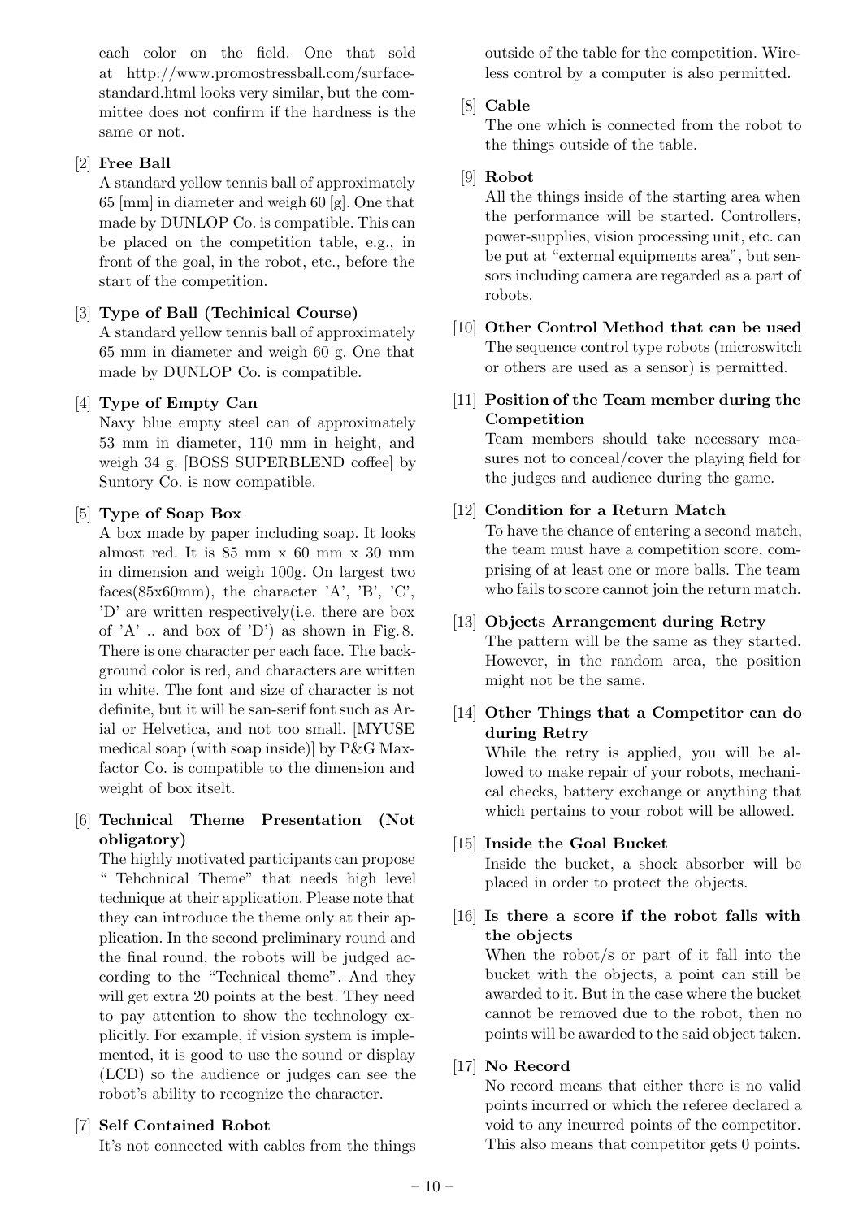each color on the field. One that sold at http://www.promostressball.com/surface-standard.html looks very similar, but the committee does not confirm if the hardness is the same or not.

[2] **Free Ball**
A standard yellow tennis ball of approximately 65 [mm] in diameter and weigh 60 [g]. One that made by DUNLOP Co. is compatible. This can be placed on the competition table, e.g., in front of the goal, in the robot, etc., before the start of the competition.

[3] **Type of Ball (Techinical Course)**
A standard yellow tennis ball of approximately 65 mm in diameter and weigh 60 g. One that made by DUNLOP Co. is compatible.

[4] **Type of Empty Can**
Navy blue empty steel can of approximately 53 mm in diameter, 110 mm in height, and weigh 34 g. [BOSS SUPERBLEND coffee] by Suntory Co. is now compatible.

[5] **Type of Soap Box**
A box made by paper including soap. It looks almost red. It is 85 mm x 60 mm x 30 mm in dimension and weigh 100g. On largest two faces(85x60mm), the character 'A', 'B', 'C', 'D' are written respectively(i.e. there are box of 'A' .. and box of 'D') as shown in Fig. 8. There is one character per each face. The background color is red, and characters are written in white. The font and size of character is not definite, but it will be san-serif font such as Arial or Helvetica, and not too small. [MYUSE medical soap (with soap inside)] by P&G Maxfactor Co. is compatible to the dimension and weight of box itselt.

[6] **Technical Theme Presentation (Not obligatory)**
The highly motivated participants can propose " Tehchnical Theme" that needs high level technique at their application. Please note that they can introduce the theme only at their application. In the second preliminary round and the final round, the robots will be judged according to the "Technical theme". And they will get extra 20 points at the best. They need to pay attention to show the technology explicitly. For example, if vision system is implemented, it is good to use the sound or display (LCD) so the audience or judges can see the robot's ability to recognize the character.

[7] **Self Contained Robot**
It's not connected with cables from the things outside of the table for the competition. Wireless control by a computer is also permitted.

[8] **Cable**
The one which is connected from the robot to the things outside of the table.

[9] **Robot**
All the things inside of the starting area when the performance will be started. Controllers, power-supplies, vision processing unit, etc. can be put at "external equipments area", but sensors including camera are regarded as a part of robots.

[10] **Other Control Method that can be used**
The sequence control type robots (microswitch or others are used as a sensor) is permitted.

[11] **Position of the Team member during the Competition**
Team members should take necessary measures not to conceal/cover the playing field for the judges and audience during the game.

[12] **Condition for a Return Match**
To have the chance of entering a second match, the team must have a competition score, comprising of at least one or more balls. The team who fails to score cannot join the return match.

[13] **Objects Arrangement during Retry**
The pattern will be the same as they started. However, in the random area, the position might not be the same.

[14] **Other Things that a Competitor can do during Retry**
While the retry is applied, you will be allowed to make repair of your robots, mechanical checks, battery exchange or anything that which pertains to your robot will be allowed.

[15] **Inside the Goal Bucket**
Inside the bucket, a shock absorber will be placed in order to protect the objects.

[16] **Is there a score if the robot falls with the objects**
When the robot/s or part of it fall into the bucket with the objects, a point can still be awarded to it. But in the case where the bucket cannot be removed due to the robot, then no points will be awarded to the said object taken.

[17] **No Record**
No record means that either there is no valid points incurred or which the referee declared a void to any incurred points of the competitor. This also means that competitor gets 0 points.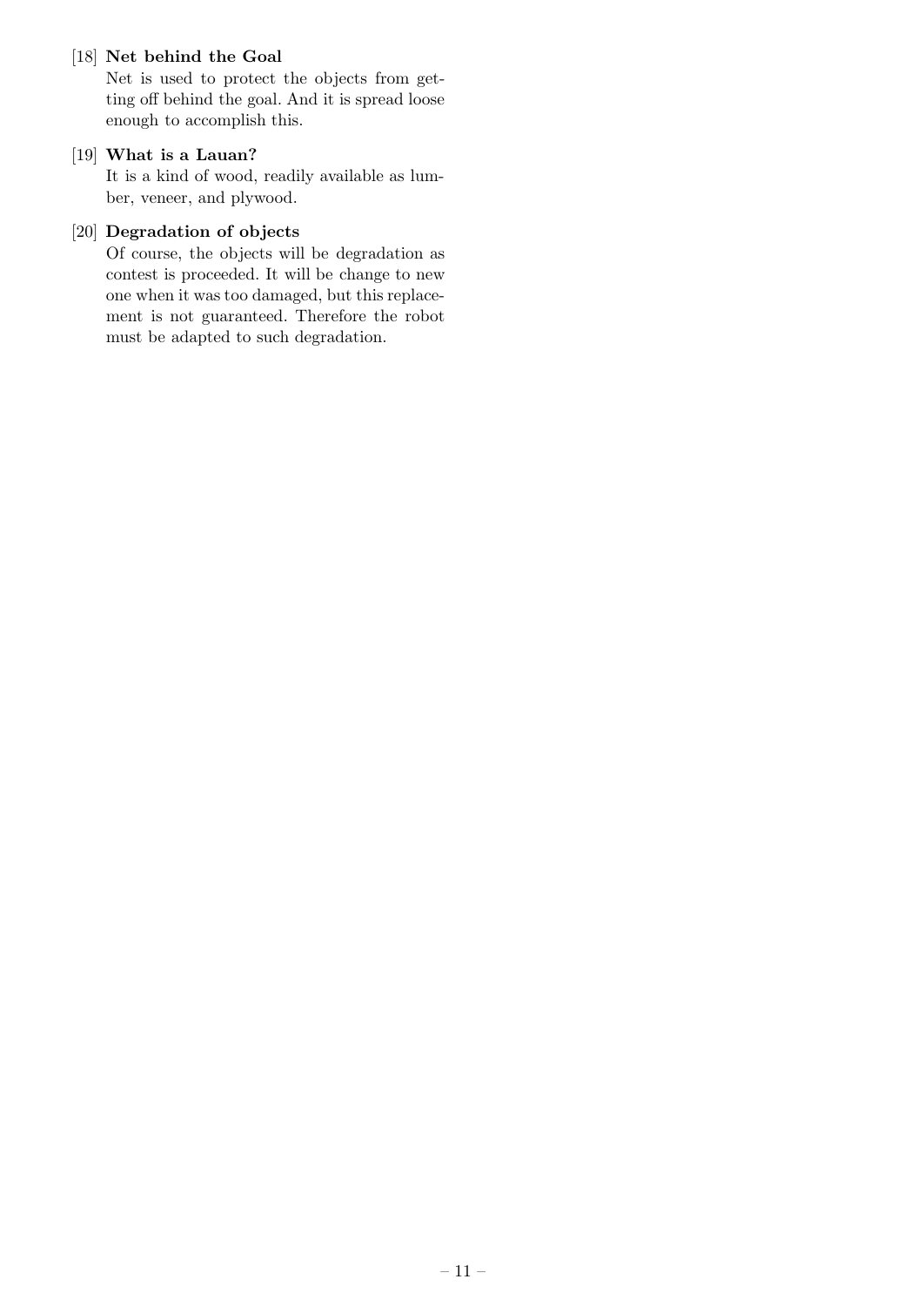[18] **Net behind the Goal**

Net is used to protect the objects from getting off behind the goal. And it is spread loose enough to accomplish this.

[19] **What is a Lauan?**

It is a kind of wood, readily available as lumber, veneer, and plywood.

[20] **Degradation of objects**

Of course, the objects will be degradation as contest is proceeded. It will be change to new one when it was too damaged, but this replacement is not guaranteed. Therefore the robot must be adapted to such degradation.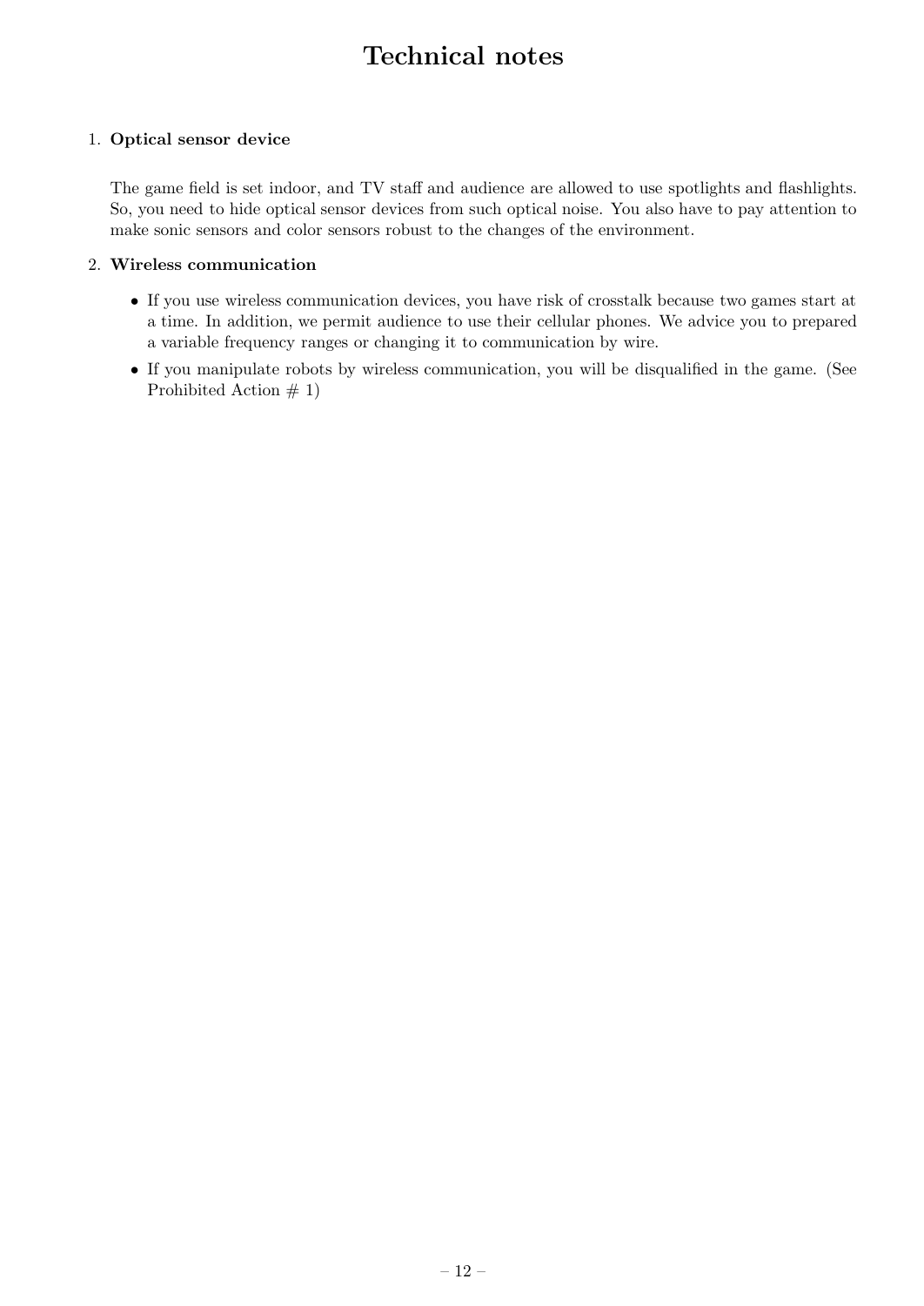# Technical notes

1. **Optical sensor device**

   The game field is set indoor, and TV staff and audience are allowed to use spotlights and flashlights. So, you need to hide optical sensor devices from such optical noise. You also have to pay attention to make sonic sensors and color sensors robust to the changes of the environment.

2. **Wireless communication**

   - If you use wireless communication devices, you have risk of crosstalk because two games start at a time. In addition, we permit audience to use their cellular phones. We advice you to prepared a variable frequency ranges or changing it to communication by wire.
   - If you manipulate robots by wireless communication, you will be disqualified in the game. (See Prohibited Action # 1)